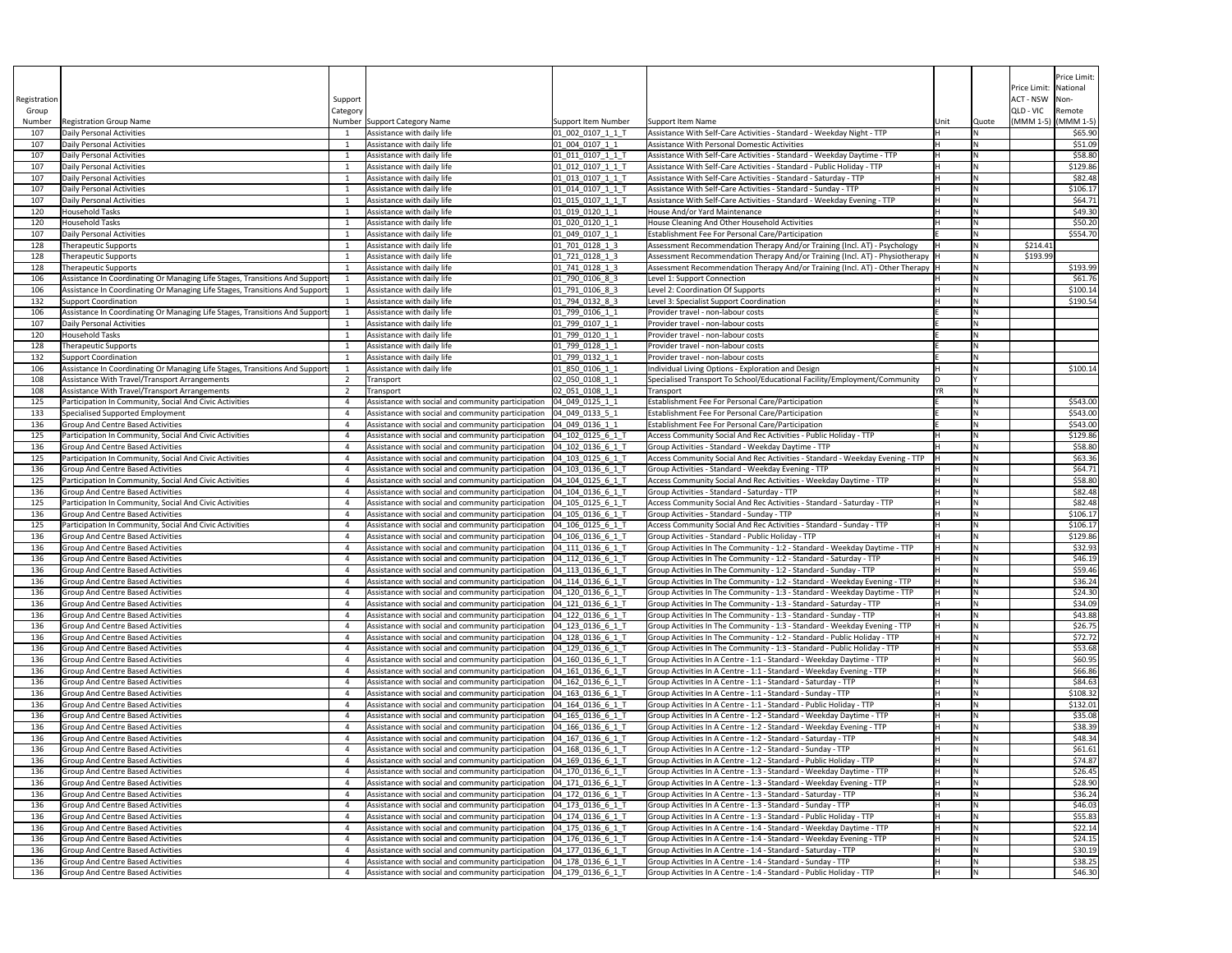| Registration Group Number | Registration Group Name | Support Category Number | Support Category Name | Support Item Number | Support Item Name | Unit | Quote | Price Limit: ACT - NSW QLD - VIC (MMM 1-5) | Price Limit: National Non-Remote (MMM 1-5) |
|---|---|---|---|---|---|---|---|---|---|
| 107 | Daily Personal Activities | 1 | Assistance with daily life | 01_002_0107_1_1_T | Assistance With Self-Care Activities - Standard - Weekday Night - TTP | H | N | | $65.90 |
| 107 | Daily Personal Activities | 1 | Assistance with daily life | 01_004_0107_1_1 | Assistance With Personal Domestic Activities | H | N | | $51.09 |
| 107 | Daily Personal Activities | 1 | Assistance with daily life | 01_011_0107_1_1_T | Assistance With Self-Care Activities - Standard - Weekday Daytime - TTP | H | N | | $58.80 |
| 107 | Daily Personal Activities | 1 | Assistance with daily life | 01_012_0107_1_1_T | Assistance With Self-Care Activities - Standard - Public Holiday - TTP | H | N | | $129.86 |
| 107 | Daily Personal Activities | 1 | Assistance with daily life | 01_013_0107_1_1_T | Assistance With Self-Care Activities - Standard - Saturday - TTP | H | N | | $82.48 |
| 107 | Daily Personal Activities | 1 | Assistance with daily life | 01_014_0107_1_1_T | Assistance With Self-Care Activities - Standard - Sunday - TTP | H | N | | $106.17 |
| 107 | Daily Personal Activities | 1 | Assistance with daily life | 01_015_0107_1_1_T | Assistance With Self-Care Activities - Standard - Weekday Evening - TTP | H | N | | $64.71 |
| 120 | Household Tasks | 1 | Assistance with daily life | 01_019_0120_1_1 | House And/or Yard Maintenance | H | N | | $49.30 |
| 120 | Household Tasks | 1 | Assistance with daily life | 01_020_0120_1_1 | House Cleaning And Other Household Activities | H | N | | $50.20 |
| 107 | Daily Personal Activities | 1 | Assistance with daily life | 01_049_0107_1_1 | Establishment Fee For Personal Care/Participation | E | N | | $554.70 |
| 128 | Therapeutic Supports | 1 | Assistance with daily life | 01_701_0128_1_3 | Assessment Recommendation Therapy And/or Training (Incl. AT) - Psychology | H | N | $214.41 | |
| 128 | Therapeutic Supports | 1 | Assistance with daily life | 01_721_0128_1_3 | Assessment Recommendation Therapy And/or Training (Incl. AT) - Physiotherapy | H | N | $193.99 | |
| 128 | Therapeutic Supports | 1 | Assistance with daily life | 01_741_0128_1_3 | Assessment Recommendation Therapy And/or Training (Incl. AT) - Other Therapy | H | N | | $193.99 |
| 106 | Assistance In Coordinating Or Managing Life Stages, Transitions And Supports | 1 | Assistance with daily life | 01_790_0106_8_3 | Level 1: Support Connection | H | N | | $61.76 |
| 106 | Assistance In Coordinating Or Managing Life Stages, Transitions And Supports | 1 | Assistance with daily life | 01_791_0106_8_3 | Level 2: Coordination Of Supports | H | N | | $100.14 |
| 132 | Support Coordination | 1 | Assistance with daily life | 01_794_0132_8_3 | Level 3: Specialist Support Coordination | H | N | | $190.54 |
| 106 | Assistance In Coordinating Or Managing Life Stages, Transitions And Supports | 1 | Assistance with daily life | 01_799_0106_1_1 | Provider travel - non-labour costs | E | N | | |
| 107 | Daily Personal Activities | 1 | Assistance with daily life | 01_799_0107_1_1 | Provider travel - non-labour costs | E | N | | |
| 120 | Household Tasks | 1 | Assistance with daily life | 01_799_0120_1_1 | Provider travel - non-labour costs | E | N | | |
| 128 | Therapeutic Supports | 1 | Assistance with daily life | 01_799_0128_1_1 | Provider travel - non-labour costs | E | N | | |
| 132 | Support Coordination | 1 | Assistance with daily life | 01_799_0132_1_1 | Provider travel - non-labour costs | E | N | | |
| 106 | Assistance In Coordinating Or Managing Life Stages, Transitions And Supports | 1 | Assistance with daily life | 01_850_0106_1_1 | Individual Living Options - Exploration and Design | H | N | | $100.14 |
| 108 | Assistance With Travel/Transport Arrangements | 2 | Transport | 02_050_0108_1_1 | Specialised Transport To School/Educational Facility/Employment/Community | D | Y | | |
| 108 | Assistance With Travel/Transport Arrangements | 2 | Transport | 02_051_0108_1_1 | Transport | YR | N | | |
| 125 | Participation In Community, Social And Civic Activities | 4 | Assistance with social and community participation | 04_049_0125_1_1 | Establishment Fee For Personal Care/Participation | E | N | | $543.00 |
| 133 | Specialised Supported Employment | 4 | Assistance with social and community participation | 04_049_0133_5_1 | Establishment Fee For Personal Care/Participation | E | N | | $543.00 |
| 136 | Group And Centre Based Activities | 4 | Assistance with social and community participation | 04_049_0136_1_1 | Establishment Fee For Personal Care/Participation | E | N | | $543.00 |
| 125 | Participation In Community, Social And Civic Activities | 4 | Assistance with social and community participation | 04_102_0125_6_1_T | Access Community Social And Rec Activities - Public Holiday - TTP | H | N | | $129.86 |
| 136 | Group And Centre Based Activities | 4 | Assistance with social and community participation | 04_102_0136_6_1_T | Group Activities - Standard - Weekday Daytime - TTP | H | N | | $58.80 |
| 125 | Participation In Community, Social And Civic Activities | 4 | Assistance with social and community participation | 04_103_0125_6_1_T | Access Community Social And Rec Activities - Standard - Weekday Evening - TTP | H | N | | $63.36 |
| 136 | Group And Centre Based Activities | 4 | Assistance with social and community participation | 04_103_0136_6_1_T | Group Activities - Standard - Weekday Evening - TTP | H | N | | $64.71 |
| 125 | Participation In Community, Social And Civic Activities | 4 | Assistance with social and community participation | 04_104_0125_6_1_T | Access Community Social And Rec Activities - Weekday Daytime - TTP | H | N | | $58.80 |
| 136 | Group And Centre Based Activities | 4 | Assistance with social and community participation | 04_104_0136_6_1_T | Group Activities - Standard - Saturday - TTP | H | N | | $82.48 |
| 125 | Participation In Community, Social And Civic Activities | 4 | Assistance with social and community participation | 04_105_0125_6_1_T | Access Community Social And Rec Activities - Standard - Saturday - TTP | H | N | | $82.48 |
| 136 | Group And Centre Based Activities | 4 | Assistance with social and community participation | 04_105_0136_6_1_T | Group Activities - Standard - Sunday - TTP | H | N | | $106.17 |
| 125 | Participation In Community, Social And Civic Activities | 4 | Assistance with social and community participation | 04_106_0125_6_1_T | Access Community Social And Rec Activities - Standard - Sunday - TTP | H | N | | $106.17 |
| 136 | Group And Centre Based Activities | 4 | Assistance with social and community participation | 04_106_0136_6_1_T | Group Activities - Standard - Public Holiday - TTP | H | N | | $129.86 |
| 136 | Group And Centre Based Activities | 4 | Assistance with social and community participation | 04_111_0136_6_1_T | Group Activities In The Community - 1:2 - Standard - Weekday Daytime - TTP | H | N | | $32.93 |
| 136 | Group And Centre Based Activities | 4 | Assistance with social and community participation | 04_112_0136_6_1_T | Group Activities In The Community - 1:2 - Standard - Saturday - TTP | H | N | | $46.19 |
| 136 | Group And Centre Based Activities | 4 | Assistance with social and community participation | 04_113_0136_6_1_T | Group Activities In The Community - 1:2 - Standard - Sunday - TTP | H | N | | $59.46 |
| 136 | Group And Centre Based Activities | 4 | Assistance with social and community participation | 04_114_0136_6_1_T | Group Activities In The Community - 1:2 - Standard - Weekday Evening - TTP | H | N | | $36.24 |
| 136 | Group And Centre Based Activities | 4 | Assistance with social and community participation | 04_120_0136_6_1_T | Group Activities In The Community - 1:3 - Standard - Weekday Daytime - TTP | H | N | | $24.30 |
| 136 | Group And Centre Based Activities | 4 | Assistance with social and community participation | 04_121_0136_6_1_T | Group Activities In The Community - 1:3 - Standard - Saturday - TTP | H | N | | $34.09 |
| 136 | Group And Centre Based Activities | 4 | Assistance with social and community participation | 04_122_0136_6_1_T | Group Activities In The Community - 1:3 - Standard - Sunday - TTP | H | N | | $43.88 |
| 136 | Group And Centre Based Activities | 4 | Assistance with social and community participation | 04_123_0136_6_1_T | Group Activities In The Community - 1:3 - Standard - Weekday Evening - TTP | H | N | | $26.75 |
| 136 | Group And Centre Based Activities | 4 | Assistance with social and community participation | 04_128_0136_6_1_T | Group Activities In The Community - 1:2 - Standard - Public Holiday - TTP | H | N | | $72.72 |
| 136 | Group And Centre Based Activities | 4 | Assistance with social and community participation | 04_129_0136_6_1_T | Group Activities In The Community - 1:3 - Standard - Public Holiday - TTP | H | N | | $53.68 |
| 136 | Group And Centre Based Activities | 4 | Assistance with social and community participation | 04_160_0136_6_1_T | Group Activities In A Centre - 1:1 - Standard - Weekday Daytime - TTP | H | N | | $60.95 |
| 136 | Group And Centre Based Activities | 4 | Assistance with social and community participation | 04_161_0136_6_1_T | Group Activities In A Centre - 1:1 - Standard - Weekday Evening - TTP | H | N | | $66.86 |
| 136 | Group And Centre Based Activities | 4 | Assistance with social and community participation | 04_162_0136_6_1_T | Group Activities In A Centre - 1:1 - Standard - Saturday - TTP | H | N | | $84.63 |
| 136 | Group And Centre Based Activities | 4 | Assistance with social and community participation | 04_163_0136_6_1_T | Group Activities In A Centre - 1:1 - Standard - Sunday - TTP | H | N | | $108.32 |
| 136 | Group And Centre Based Activities | 4 | Assistance with social and community participation | 04_164_0136_6_1_T | Group Activities In A Centre - 1:1 - Standard - Public Holiday - TTP | H | N | | $132.01 |
| 136 | Group And Centre Based Activities | 4 | Assistance with social and community participation | 04_165_0136_6_1_T | Group Activities In A Centre - 1:2 - Standard - Weekday Daytime - TTP | H | N | | $35.08 |
| 136 | Group And Centre Based Activities | 4 | Assistance with social and community participation | 04_166_0136_6_1_T | Group Activities In A Centre - 1:2 - Standard - Weekday Evening - TTP | H | N | | $38.39 |
| 136 | Group And Centre Based Activities | 4 | Assistance with social and community participation | 04_167_0136_6_1_T | Group Activities In A Centre - 1:2 - Standard - Saturday - TTP | H | N | | $48.34 |
| 136 | Group And Centre Based Activities | 4 | Assistance with social and community participation | 04_168_0136_6_1_T | Group Activities In A Centre - 1:2 - Standard - Sunday - TTP | H | N | | $61.61 |
| 136 | Group And Centre Based Activities | 4 | Assistance with social and community participation | 04_169_0136_6_1_T | Group Activities In A Centre - 1:2 - Standard - Public Holiday - TTP | H | N | | $74.87 |
| 136 | Group And Centre Based Activities | 4 | Assistance with social and community participation | 04_170_0136_6_1_T | Group Activities In A Centre - 1:3 - Standard - Weekday Daytime - TTP | H | N | | $26.45 |
| 136 | Group And Centre Based Activities | 4 | Assistance with social and community participation | 04_171_0136_6_1_T | Group Activities In A Centre - 1:3 - Standard - Weekday Evening - TTP | H | N | | $28.90 |
| 136 | Group And Centre Based Activities | 4 | Assistance with social and community participation | 04_172_0136_6_1_T | Group Activities In A Centre - 1:3 - Standard - Saturday - TTP | H | N | | $36.24 |
| 136 | Group And Centre Based Activities | 4 | Assistance with social and community participation | 04_173_0136_6_1_T | Group Activities In A Centre - 1:3 - Standard - Sunday - TTP | H | N | | $46.03 |
| 136 | Group And Centre Based Activities | 4 | Assistance with social and community participation | 04_174_0136_6_1_T | Group Activities In A Centre - 1:3 - Standard - Public Holiday - TTP | H | N | | $55.83 |
| 136 | Group And Centre Based Activities | 4 | Assistance with social and community participation | 04_175_0136_6_1_T | Group Activities In A Centre - 1:4 - Standard - Weekday Daytime - TTP | H | N | | $22.14 |
| 136 | Group And Centre Based Activities | 4 | Assistance with social and community participation | 04_176_0136_6_1_T | Group Activities In A Centre - 1:4 - Standard - Weekday Evening - TTP | H | N | | $24.15 |
| 136 | Group And Centre Based Activities | 4 | Assistance with social and community participation | 04_177_0136_6_1_T | Group Activities In A Centre - 1:4 - Standard - Saturday - TTP | H | N | | $30.19 |
| 136 | Group And Centre Based Activities | 4 | Assistance with social and community participation | 04_178_0136_6_1_T | Group Activities In A Centre - 1:4 - Standard - Sunday - TTP | H | N | | $38.25 |
| 136 | Group And Centre Based Activities | 4 | Assistance with social and community participation | 04_179_0136_6_1_T | Group Activities In A Centre - 1:4 - Standard - Public Holiday - TTP | H | N | | $46.30 |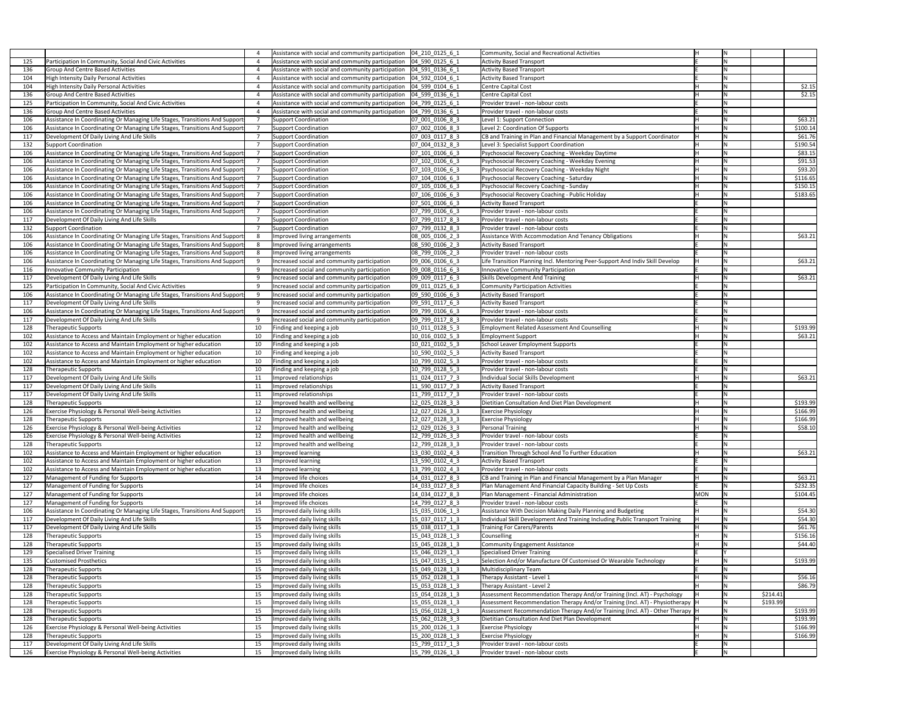| | | | | | | | | | |
|---|---|---|---|---|---|---|---|---|---|
| | | 4 | Assistance with social and community participation | 04_210_0125_6_1 | Community, Social and Recreational Activities | H | N | | |
| 125 | Participation In Community, Social And Civic Activities | 4 | Assistance with social and community participation | 04_590_0125_6_1 | Activity Based Transport | E | N | | |
| 136 | Group And Centre Based Activities | 4 | Assistance with social and community participation | 04_591_0136_6_1 | Activity Based Transport | E | N | | |
| 104 | High Intensity Daily Personal Activities | 4 | Assistance with social and community participation | 04_592_0104_6_1 | Activity Based Transport | E | N | | |
| 104 | High Intensity Daily Personal Activities | 4 | Assistance with social and community participation | 04_599_0104_6_1 | Centre Capital Cost | H | N | | $2.15 |
| 136 | Group And Centre Based Activities | 4 | Assistance with social and community participation | 04_599_0136_6_1 | Centre Capital Cost | H | N | | $2.15 |
| 125 | Participation In Community, Social And Civic Activities | 4 | Assistance with social and community participation | 04_799_0125_6_1 | Provider travel - non-labour costs | E | N | | |
| 136 | Group And Centre Based Activities | 4 | Assistance with social and community participation | 04_799_0136_6_1 | Provider travel - non-labour costs | E | N | | |
| 106 | Assistance In Coordinating Or Managing Life Stages, Transitions And Supports | 7 | Support Coordination | 07_001_0106_8_3 | Level 1: Support Connection | H | N | | $63.21 |
| 106 | Assistance In Coordinating Or Managing Life Stages, Transitions And Supports | 7 | Support Coordination | 07_002_0106_8_3 | Level 2: Coordination Of Supports | H | N | | $100.14 |
| 117 | Development Of Daily Living And Life Skills | 7 | Support Coordination | 07_003_0117_8_3 | CB and Training in Plan and Financial Management by a Support Coordinator | H | N | | $61.76 |
| 132 | Support Coordination | 7 | Support Coordination | 07_004_0132_8_3 | Level 3: Specialist Support Coordination | H | N | | $190.54 |
| 106 | Assistance In Coordinating Or Managing Life Stages, Transitions And Supports | 7 | Support Coordination | 07_101_0106_6_3 | Psychosocial Recovery Coaching - Weekday Daytime | H | N | | $83.15 |
| 106 | Assistance In Coordinating Or Managing Life Stages, Transitions And Supports | 7 | Support Coordination | 07_102_0106_6_3 | Psychosocial Recovery Coaching - Weekday Evening | H | N | | $91.53 |
| 106 | Assistance In Coordinating Or Managing Life Stages, Transitions And Supports | 7 | Support Coordination | 07_103_0106_6_3 | Psychosocial Recovery Coaching - Weekday Night | H | N | | $93.20 |
| 106 | Assistance In Coordinating Or Managing Life Stages, Transitions And Supports | 7 | Support Coordination | 07_104_0106_6_3 | Psychosocial Recovery Coaching - Saturday | H | N | | $116.65 |
| 106 | Assistance In Coordinating Or Managing Life Stages, Transitions And Supports | 7 | Support Coordination | 07_105_0106_6_3 | Psychosocial Recovery Coaching - Sunday | H | N | | $150.15 |
| 106 | Assistance In Coordinating Or Managing Life Stages, Transitions And Supports | 7 | Support Coordination | 07_106_0106_6_3 | Psychosocial Recovery Coaching - Public Holiday | H | N | | $183.65 |
| 106 | Assistance In Coordinating Or Managing Life Stages, Transitions And Supports | 7 | Support Coordination | 07_501_0106_6_3 | Activity Based Transport | E | N | | |
| 106 | Assistance In Coordinating Or Managing Life Stages, Transitions And Supports | 7 | Support Coordination | 07_799_0106_6_3 | Provider travel - non-labour costs | E | N | | |
| 117 | Development Of Daily Living And Life Skills | 7 | Support Coordination | 07_799_0117_8_3 | Provider travel - non-labour costs | E | N | | |
| 132 | Support Coordination | 7 | Support Coordination | 07_799_0132_8_3 | Provider travel - non-labour costs | E | N | | |
| 106 | Assistance In Coordinating Or Managing Life Stages, Transitions And Supports | 8 | Improved living arrangements | 08_005_0106_2_3 | Assistance With Accommodation And Tenancy Obligations | H | N | | $63.21 |
| 106 | Assistance In Coordinating Or Managing Life Stages, Transitions And Supports | 8 | Improved living arrangements | 08_590_0106_2_3 | Activity Based Transport | E | N | | |
| 106 | Assistance In Coordinating Or Managing Life Stages, Transitions And Supports | 8 | Improved living arrangements | 08_799_0106_2_3 | Provider travel - non-labour costs | E | N | | |
| 106 | Assistance In Coordinating Or Managing Life Stages, Transitions And Supports | 9 | Increased social and community participation | 09_006_0106_6_3 | Life Transition Planning Incl. Mentoring Peer-Support And Indiv Skill Develop | H | N | | $63.21 |
| 116 | Innovative Community Participation | 9 | Increased social and community participation | 09_008_0116_6_3 | Innovative Community Participation | E | N | | |
| 117 | Development Of Daily Living And Life Skills | 9 | Increased social and community participation | 09_009_0117_6_3 | Skills Development And Training | H | N | | $63.21 |
| 125 | Participation In Community, Social And Civic Activities | 9 | Increased social and community participation | 09_011_0125_6_3 | Community Participation Activities | E | N | | |
| 106 | Assistance In Coordinating Or Managing Life Stages, Transitions And Supports | 9 | Increased social and community participation | 09_590_0106_6_3 | Activity Based Transport | E | N | | |
| 117 | Development Of Daily Living And Life Skills | 9 | Increased social and community participation | 09_591_0117_6_3 | Activity Based Transport | E | N | | |
| 106 | Assistance In Coordinating Or Managing Life Stages, Transitions And Supports | 9 | Increased social and community participation | 09_799_0106_6_3 | Provider travel - non-labour costs | E | N | | |
| 117 | Development Of Daily Living And Life Skills | 9 | Increased social and community participation | 09_799_0117_8_3 | Provider travel - non-labour costs | E | N | | |
| 128 | Therapeutic Supports | 10 | Finding and keeping a job | 10_011_0128_5_3 | Employment Related Assessment And Counselling | H | N | | $193.99 |
| 102 | Assistance to Access and Maintain Employment or higher education | 10 | Finding and keeping a job | 10_016_0102_5_3 | Employment Support | H | N | | $63.21 |
| 102 | Assistance to Access and Maintain Employment or higher education | 10 | Finding and keeping a job | 10_021_0102_5_3 | School Leaver Employment Supports | E | N | | |
| 102 | Assistance to Access and Maintain Employment or higher education | 10 | Finding and keeping a job | 10_590_0102_5_3 | Activity Based Transport | E | N | | |
| 102 | Assistance to Access and Maintain Employment or higher education | 10 | Finding and keeping a job | 10_799_0102_5_3 | Provider travel - non-labour costs | E | N | | |
| 128 | Therapeutic Supports | 10 | Finding and keeping a job | 10_799_0128_5_3 | Provider travel - non-labour costs | E | N | | |
| 117 | Development Of Daily Living And Life Skills | 11 | Improved relationships | 11_024_0117_7_3 | Individual Social Skills Development | H | N | | $63.21 |
| 117 | Development Of Daily Living And Life Skills | 11 | Improved relationships | 11_590_0117_7_3 | Activity Based Transport | E | N | | |
| 117 | Development Of Daily Living And Life Skills | 11 | Improved relationships | 11_799_0117_7_3 | Provider travel - non-labour costs | E | N | | |
| 128 | Therapeutic Supports | 12 | Improved health and wellbeing | 12_025_0128_3_3 | Dietitian Consultation And Diet Plan Development | H | N | | $193.99 |
| 126 | Exercise Physiology & Personal Well-being Activities | 12 | Improved health and wellbeing | 12_027_0126_3_3 | Exercise Physiology | H | N | | $166.99 |
| 128 | Therapeutic Supports | 12 | Improved health and wellbeing | 12_027_0128_3_3 | Exercise Physiology | H | N | | $166.99 |
| 126 | Exercise Physiology & Personal Well-being Activities | 12 | Improved health and wellbeing | 12_029_0126_3_3 | Personal Training | H | N | | $58.10 |
| 126 | Exercise Physiology & Personal Well-being Activities | 12 | Improved health and wellbeing | 12_799_0126_3_3 | Provider travel - non-labour costs | E | N | | |
| 128 | Therapeutic Supports | 12 | Improved health and wellbeing | 12_799_0128_3_3 | Provider travel - non-labour costs | E | N | | |
| 102 | Assistance to Access and Maintain Employment or higher education | 13 | Improved learning | 13_030_0102_4_3 | Transition Through School And To Further Education | H | N | | $63.21 |
| 102 | Assistance to Access and Maintain Employment or higher education | 13 | Improved learning | 13_590_0102_4_3 | Activity Based Transport | E | N | | |
| 102 | Assistance to Access and Maintain Employment or higher education | 13 | Improved learning | 13_799_0102_4_3 | Provider travel - non-labour costs | E | N | | |
| 127 | Management of Funding for Supports | 14 | Improved life choices | 14_031_0127_8_3 | CB and Training in Plan and Financial Management by a Plan Manager | H | N | | $63.21 |
| 127 | Management of Funding for Supports | 14 | Improved life choices | 14_033_0127_8_3 | Plan Management And Financial Capacity Building - Set Up Costs | E | N | | $232.35 |
| 127 | Management of Funding for Supports | 14 | Improved life choices | 14_034_0127_8_3 | Plan Management - Financial Administration | MON | N | | $104.45 |
| 127 | Management of Funding for Supports | 14 | Improved life choices | 14_799_0127_8_3 | Provider travel - non-labour costs | E | N | | |
| 106 | Assistance In Coordinating Or Managing Life Stages, Transitions And Supports | 15 | Improved daily living skills | 15_035_0106_1_3 | Assistance With Decision Making Daily Planning and Budgeting | H | N | | $54.30 |
| 117 | Development Of Daily Living And Life Skills | 15 | Improved daily living skills | 15_037_0117_1_3 | Individual Skill Development And Training Including Public Transport Training | H | N | | $54.30 |
| 117 | Development Of Daily Living And Life Skills | 15 | Improved daily living skills | 15_038_0117_1_3 | Training For Carers/Parents | H | N | | $61.76 |
| 128 | Therapeutic Supports | 15 | Improved daily living skills | 15_043_0128_1_3 | Counselling | H | N | | $156.16 |
| 128 | Therapeutic Supports | 15 | Improved daily living skills | 15_045_0128_1_3 | Community Engagement Assistance | H | N | | $44.40 |
| 129 | Specialised Driver Training | 15 | Improved daily living skills | 15_046_0129_1_3 | Specialised Driver Training | E | Y | | |
| 135 | Customised Prosthetics | 15 | Improved daily living skills | 15_047_0135_1_3 | Selection And/or Manufacture Of Customised Or Wearable Technology | H | N | | $193.99 |
| 128 | Therapeutic Supports | 15 | Improved daily living skills | 15_049_0128_1_3 | Multidisciplinary Team | E | N | | |
| 128 | Therapeutic Supports | 15 | Improved daily living skills | 15_052_0128_1_3 | Therapy Assistant - Level 1 | H | N | | $56.16 |
| 128 | Therapeutic Supports | 15 | Improved daily living skills | 15_053_0128_1_3 | Therapy Assistant - Level 2 | H | N | | $86.79 |
| 128 | Therapeutic Supports | 15 | Improved daily living skills | 15_054_0128_1_3 | Assessment Recommendation Therapy And/or Training (Incl. AT) - Psychology | H | N | $214.41 | |
| 128 | Therapeutic Supports | 15 | Improved daily living skills | 15_055_0128_1_3 | Assessment Recommendation Therapy And/or Training (Incl. AT) - Physiotherapy | H | N | $193.99 | |
| 128 | Therapeutic Supports | 15 | Improved daily living skills | 15_056_0128_1_3 | Assessment Recommendation Therapy And/or Training (Incl. AT) - Other Therapy | H | N | | $193.99 |
| 128 | Therapeutic Supports | 15 | Improved daily living skills | 15_062_0128_3_3 | Dietitian Consultation And Diet Plan Development | H | N | | $193.99 |
| 126 | Exercise Physiology & Personal Well-being Activities | 15 | Improved daily living skills | 15_200_0126_1_3 | Exercise Physiology | H | N | | $166.99 |
| 128 | Therapeutic Supports | 15 | Improved daily living skills | 15_200_0128_1_3 | Exercise Physiology | H | N | | $166.99 |
| 117 | Development Of Daily Living And Life Skills | 15 | Improved daily living skills | 15_799_0117_1_3 | Provider travel - non-labour costs | E | N | | |
| 126 | Exercise Physiology & Personal Well-being Activities | 15 | Improved daily living skills | 15_799_0126_1_3 | Provider travel - non-labour costs | E | N | | |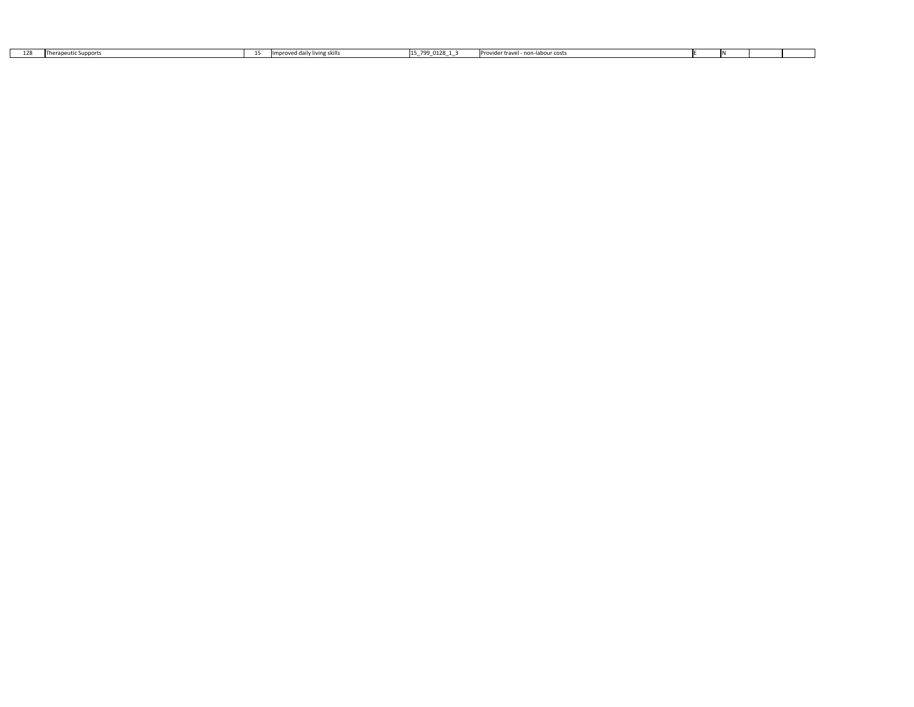| | | | | | | | | | |
|---|---|---|---|---|---|---|---|---|---|
| 128 | Therapeutic Supports | 15 | Improved daily living skills | 15_799_0128_1_3 | Provider travel - non-labour costs | E | N | | |